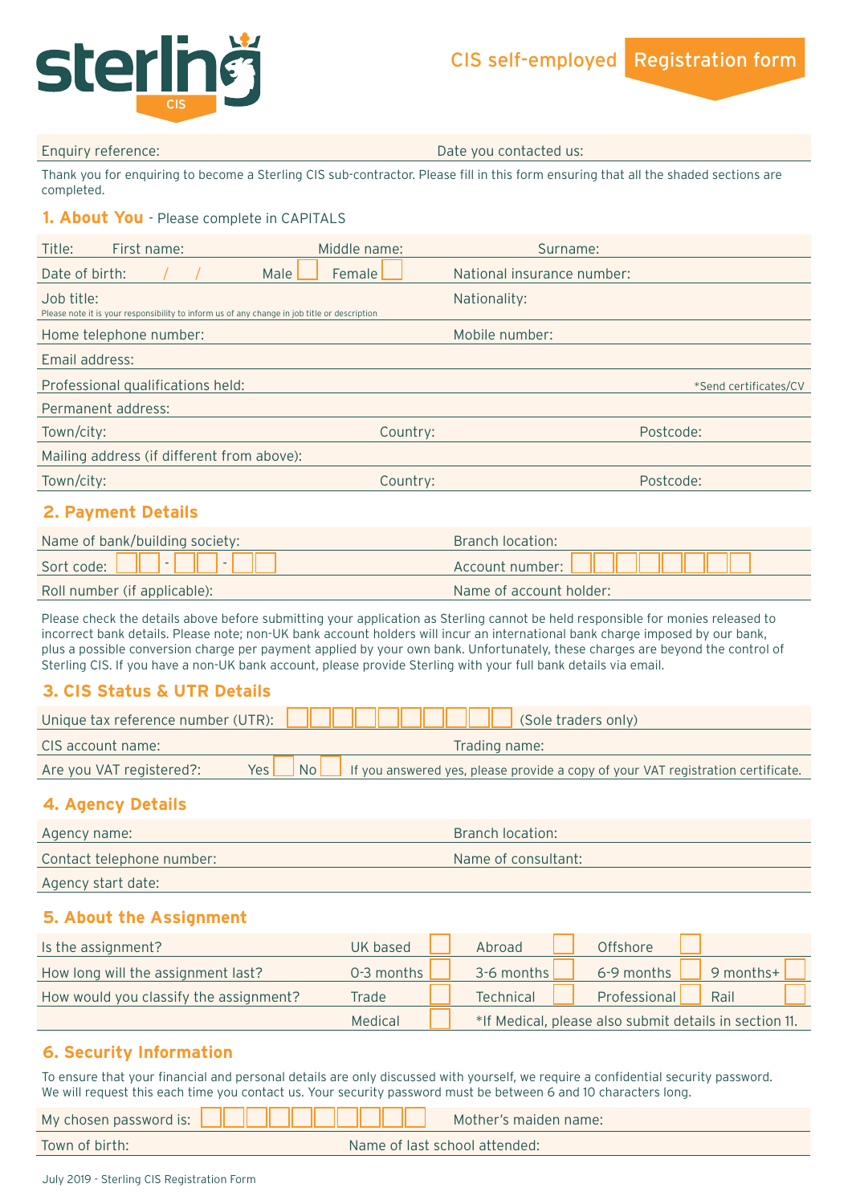sterling CIS

CIS self-employed **Registration form**

| | |
|---|---|
| Enquiry reference: | Date you contacted us: |

Thank you for enquiring to become a Sterling CIS sub-contractor. Please fill in this form ensuring that all the shaded sections are completed.

## 1. About You - Please complete in CAPITALS

| | | | |
|---|---|---|---|
| Title: First name: | Middle name: | Surname: | |
| Date of birth: / / | Male ☐ Female ☐ | National insurance number: | |
| Job title:<br>Please note it is your responsibility to inform us of any change in job title or description | | Nationality: | |
| Home telephone number: | | Mobile number: | |
| Email address: | | | |
| Professional qualifications held: | | | *Send certificates/CV |
| Permanent address: | | | |
| Town/city: | Country: | | Postcode: |
| Mailing address (if different from above): | | | |
| Town/city: | Country: | | Postcode: |

## 2. Payment Details

| | |
|---|---|
| Name of bank/building society: | Branch location: |
| Sort code: ☐☐ - ☐☐ - ☐☐ | Account number: ☐☐☐☐☐☐☐☐ |
| Roll number (if applicable): | Name of account holder: |

Please check the details above before submitting your application as Sterling cannot be held responsible for monies released to incorrect bank details. Please note; non-UK bank account holders will incur an international bank charge imposed by our bank, plus a possible conversion charge per payment applied by your own bank. Unfortunately, these charges are beyond the control of Sterling CIS. If you have a non-UK bank account, please provide Sterling with your full bank details via email.

## 3. CIS Status & UTR Details

| | | |
|---|---|---|
| Unique tax reference number (UTR): ☐☐☐☐☐☐☐☐☐☐ (Sole traders only) | | |
| CIS account name: | Trading name: | |
| Are you VAT registered?: | Yes ☐ No ☐ | If you answered yes, please provide a copy of your VAT registration certificate. |

## 4. Agency Details

| | |
|---|---|
| Agency name: | Branch location: |
| Contact telephone number: | Name of consultant: |
| Agency start date: | |

## 5. About the Assignment

| | | | | |
|---|---|---|---|---|
| Is the assignment? | UK based ☐ | Abroad ☐ | Offshore ☐ | |
| How long will the assignment last? | 0-3 months ☐ | 3-6 months ☐ | 6-9 months ☐ | 9 months+ ☐ |
| How would you classify the assignment? | Trade ☐ | Technical ☐ | Professional ☐ | Rail ☐ |
| | Medical ☐ | *If Medical, please also submit details in section 11. | | |

## 6. Security Information

To ensure that your financial and personal details are only discussed with yourself, we require a confidential security password. We will request this each time you contact us. Your security password must be between 6 and 10 characters long.

| | |
|---|---|
| My chosen password is: ☐☐☐☐☐☐☐☐☐☐ | Mother's maiden name: |
| Town of birth: | Name of last school attended: |

July 2019 - Sterling CIS Registration Form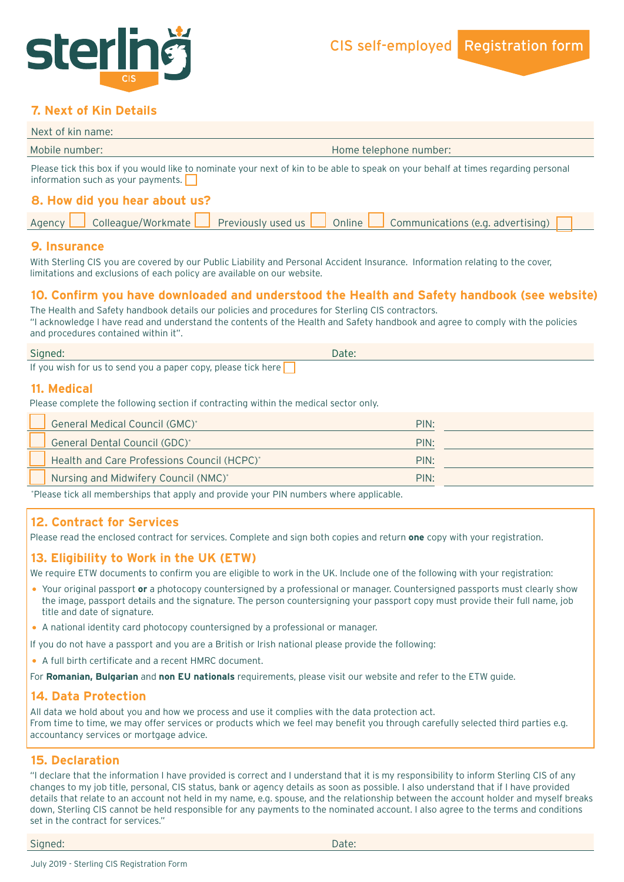sterling CIS

CIS self-employed **Registration form**

## 7. Next of Kin Details

Next of kin name:

Mobile number: Home telephone number:

Please tick this box if you would like to nominate your next of kin to be able to speak on your behalf at times regarding personal information such as your payments. ☐

## 8. How did you hear about us?

Agency ☐ Colleague/Workmate ☐ Previously used us ☐ Online ☐ Communications (e.g. advertising) ☐

## 9. Insurance

With Sterling CIS you are covered by our Public Liability and Personal Accident Insurance. Information relating to the cover, limitations and exclusions of each policy are available on our website.

## 10. Confirm you have downloaded and understood the Health and Safety handbook (see website)

The Health and Safety handbook details our policies and procedures for Sterling CIS contractors.
"I acknowledge I have read and understand the contents of the Health and Safety handbook and agree to comply with the policies and procedures contained within it".

Signed: Date:

If you wish for us to send you a paper copy, please tick here ☐

## 11. Medical

Please complete the following section if contracting within the medical sector only.

| | | |
|---|---|---|
| ☐ | General Medical Council (GMC)* | PIN: |
| ☐ | General Dental Council (GDC)* | PIN: |
| ☐ | Health and Care Professions Council (HCPC)* | PIN: |
| ☐ | Nursing and Midwifery Council (NMC)* | PIN: |

*Please tick all memberships that apply and provide your PIN numbers where applicable.

## 12. Contract for Services

Please read the enclosed contract for services. Complete and sign both copies and return **one** copy with your registration.

## 13. Eligibility to Work in the UK (ETW)

We require ETW documents to confirm you are eligible to work in the UK. Include one of the following with your registration:

- Your original passport **or** a photocopy countersigned by a professional or manager. Countersigned passports must clearly show the image, passport details and the signature. The person countersigning your passport copy must provide their full name, job title and date of signature.
- A national identity card photocopy countersigned by a professional or manager.

If you do not have a passport and you are a British or Irish national please provide the following:

- A full birth certificate and a recent HMRC document.

For **Romanian, Bulgarian** and **non EU nationals** requirements, please visit our website and refer to the ETW guide.

## 14. Data Protection

All data we hold about you and how we process and use it complies with the data protection act.
From time to time, we may offer services or products which we feel may benefit you through carefully selected third parties e.g. accountancy services or mortgage advice.

## 15. Declaration

"I declare that the information I have provided is correct and I understand that it is my responsibility to inform Sterling CIS of any changes to my job title, personal, CIS status, bank or agency details as soon as possible. I also understand that if I have provided details that relate to an account not held in my name, e.g. spouse, and the relationship between the account holder and myself breaks down, Sterling CIS cannot be held responsible for any payments to the nominated account. I also agree to the terms and conditions set in the contract for services."

Signed: Date:

July 2019 - Sterling CIS Registration Form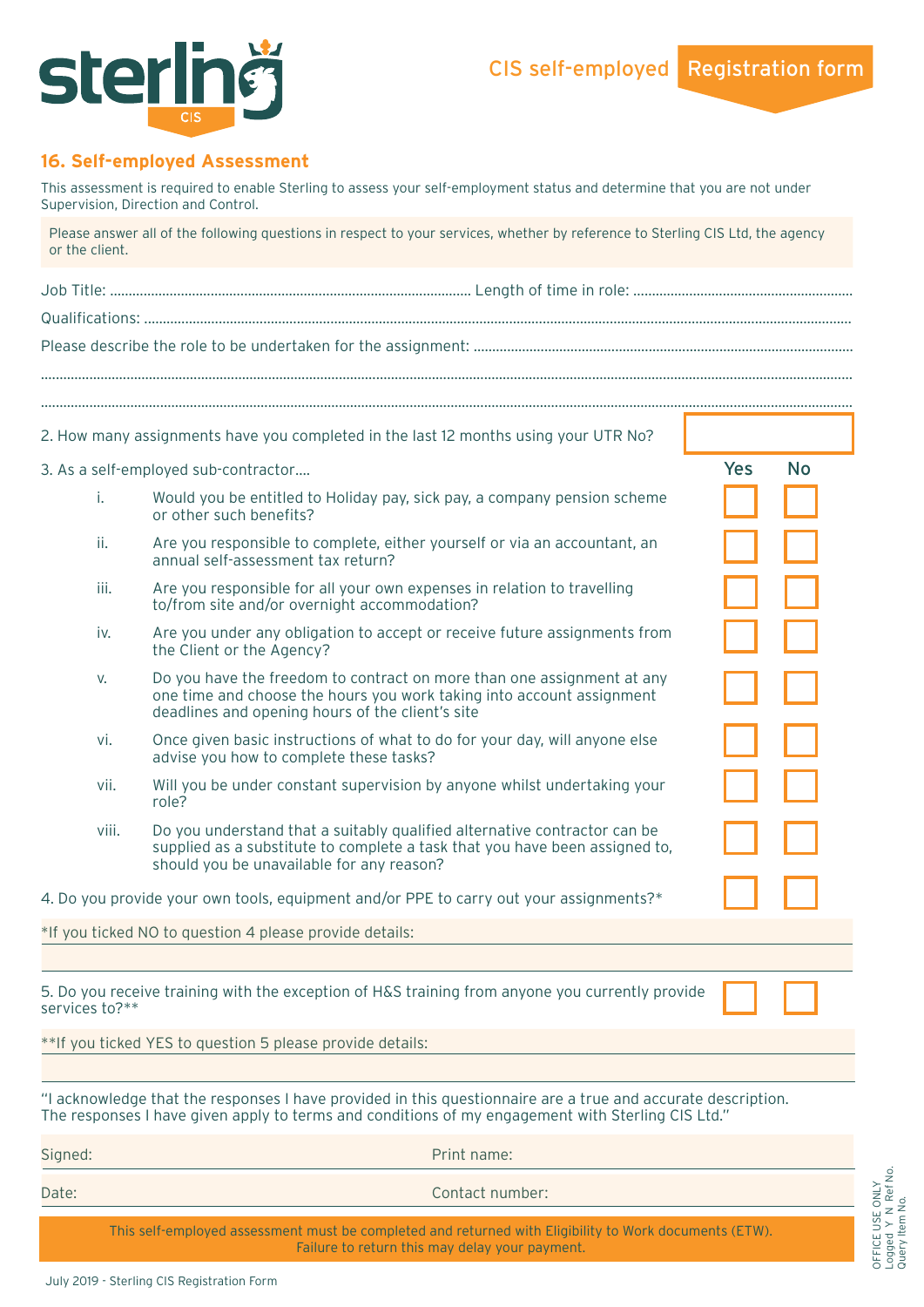sterling CIS

CIS self-employed **Registration form**

## 16. Self-employed Assessment

This assessment is required to enable Sterling to assess your self-employment status and determine that you are not under Supervision, Direction and Control.

Please answer all of the following questions in respect to your services, whether by reference to Sterling CIS Ltd, the agency or the client.

Job Title: ............................................................ Length of time in role: ............................................

Qualifications: ............................................................................................................................

Please describe the role to be undertaken for the assignment: ........................................................................

..............................................................................................................................................

..............................................................................................................................................

2. How many assignments have you completed in the last 12 months using your UTR No? ☐

3. As a self-employed sub-contractor....

| | | Yes | No |
|---|---|---|---|
| i. | Would you be entitled to Holiday pay, sick pay, a company pension scheme or other such benefits? | ☐ | ☐ |
| ii. | Are you responsible to complete, either yourself or via an accountant, an annual self-assessment tax return? | ☐ | ☐ |
| iii. | Are you responsible for all your own expenses in relation to travelling to/from site and/or overnight accommodation? | ☐ | ☐ |
| iv. | Are you under any obligation to accept or receive future assignments from the Client or the Agency? | ☐ | ☐ |
| v. | Do you have the freedom to contract on more than one assignment at any one time and choose the hours you work taking into account assignment deadlines and opening hours of the client's site | ☐ | ☐ |
| vi. | Once given basic instructions of what to do for your day, will anyone else advise you how to complete these tasks? | ☐ | ☐ |
| vii. | Will you be under constant supervision by anyone whilst undertaking your role? | ☐ | ☐ |
| viii. | Do you understand that a suitably qualified alternative contractor can be supplied as a substitute to complete a task that you have been assigned to, should you be unavailable for any reason? | ☐ | ☐ |

4. Do you provide your own tools, equipment and/or PPE to carry out your assignments?* ☐ Yes ☐ No

*If you ticked NO to question 4 please provide details:

5. Do you receive training with the exception of H&S training from anyone you currently provide services to?** ☐ Yes ☐ No

**If you ticked YES to question 5 please provide details:

"I acknowledge that the responses I have provided in this questionnaire are a true and accurate description. The responses I have given apply to terms and conditions of my engagement with Sterling CIS Ltd."

Signed: Print name:

Date: Contact number:

This self-employed assessment must be completed and returned with Eligibility to Work documents (ETW). Failure to return this may delay your payment.

OFFICE USE ONLY
Logged Y N Ref No.
Query Item No.

July 2019 - Sterling CIS Registration Form